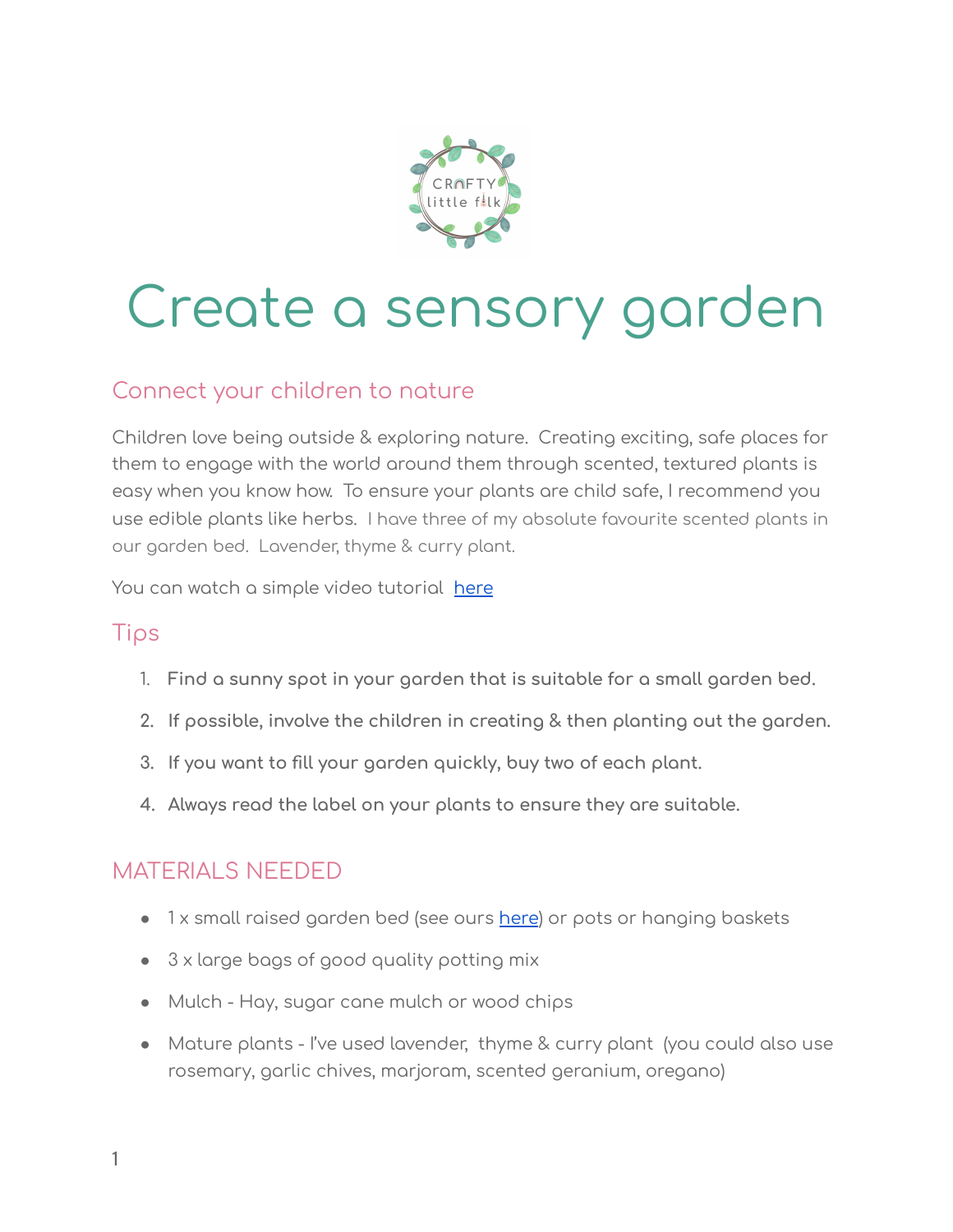# Create a sensory garden

## Connect your children to nature

Children love being outside & exploring nature. Creating exciting, safe places for them to engage with the world around them through scented, textured plants is easy when you know how. To ensure your plants are child safe, I recommend you use edible plants like herbs. I have three of my absolute favourite scented plants in our garden bed. Lavender, thyme & curry plant.

You can watch a simple video tutorial here

## Tips

1. **Find a sunny spot in your garden that is suitable for a small garden bed.**
2. **If possible, involve the children in creating & then planting out the garden.**
3. **If you want to fill your garden quickly, buy two of each plant.**
4. **Always read the label on your plants to ensure they are suitable.**

## MATERIALS NEEDED

- 1 x small raised garden bed (see ours here) or pots or hanging baskets
- 3 x large bags of good quality potting mix
- Mulch - Hay, sugar cane mulch or wood chips
- Mature plants - I've used lavender, thyme & curry plant (you could also use rosemary, garlic chives, marjoram, scented geranium, oregano)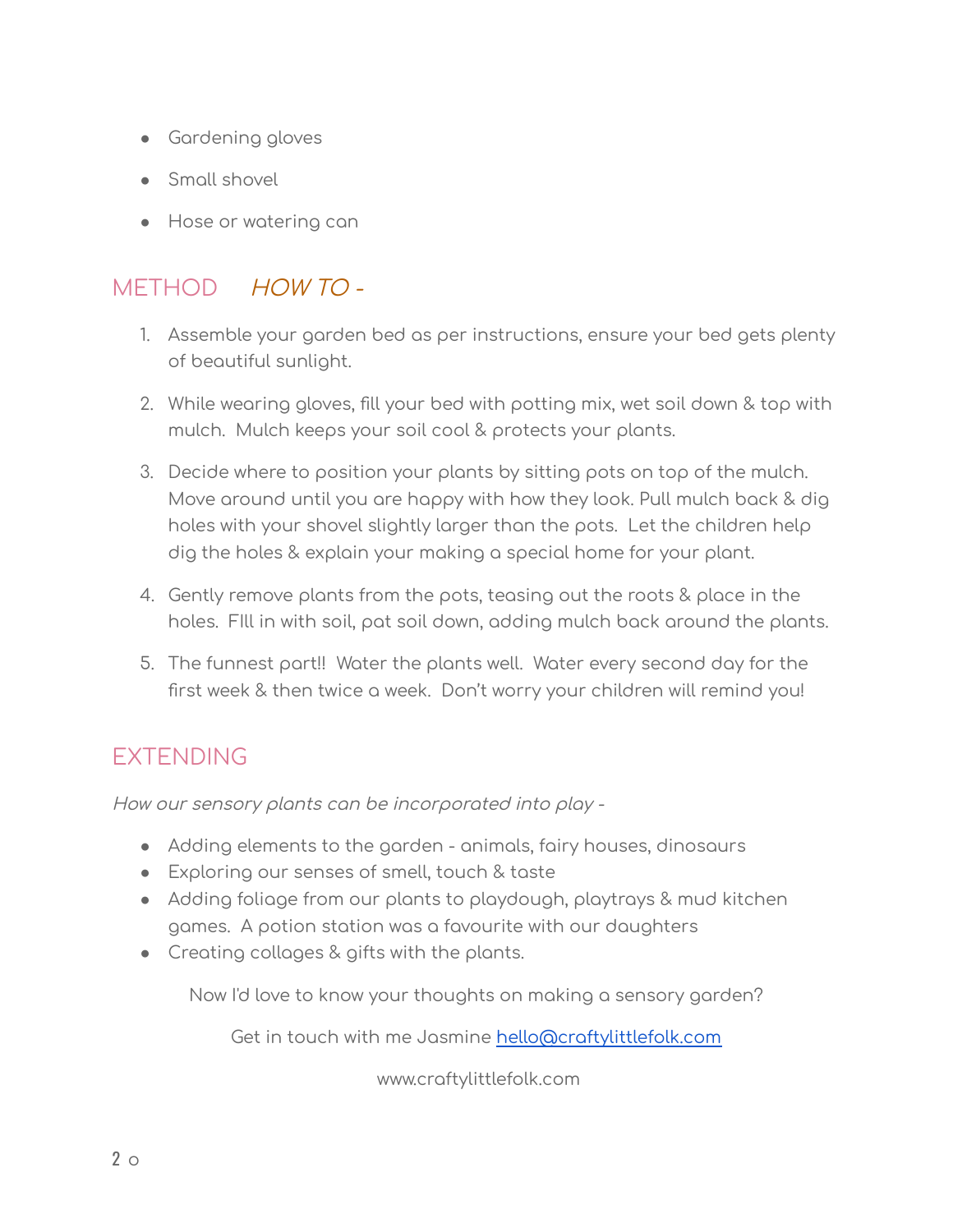- Gardening gloves
- Small shovel
- Hose or watering can

## METHOD *HOW TO -*

1. Assemble your garden bed as per instructions, ensure your bed gets plenty of beautiful sunlight.
2. While wearing gloves, fill your bed with potting mix, wet soil down & top with mulch. Mulch keeps your soil cool & protects your plants.
3. Decide where to position your plants by sitting pots on top of the mulch. Move around until you are happy with how they look. Pull mulch back & dig holes with your shovel slightly larger than the pots. Let the children help dig the holes & explain your making a special home for your plant.
4. Gently remove plants from the pots, teasing out the roots & place in the holes. FIll in with soil, pat soil down, adding mulch back around the plants.
5. The funnest part!! Water the plants well. Water every second day for the first week & then twice a week. Don't worry your children will remind you!

## EXTENDING

*How our sensory plants can be incorporated into play -*

- Adding elements to the garden - animals, fairy houses, dinosaurs
- Exploring our senses of smell, touch & taste
- Adding foliage from our plants to playdough, playtrays & mud kitchen games. A potion station was a favourite with our daughters
- Creating collages & gifts with the plants.

Now I'd love to know your thoughts on making a sensory garden?

Get in touch with me Jasmine hello@craftylittlefolk.com

www.craftylittlefolk.com